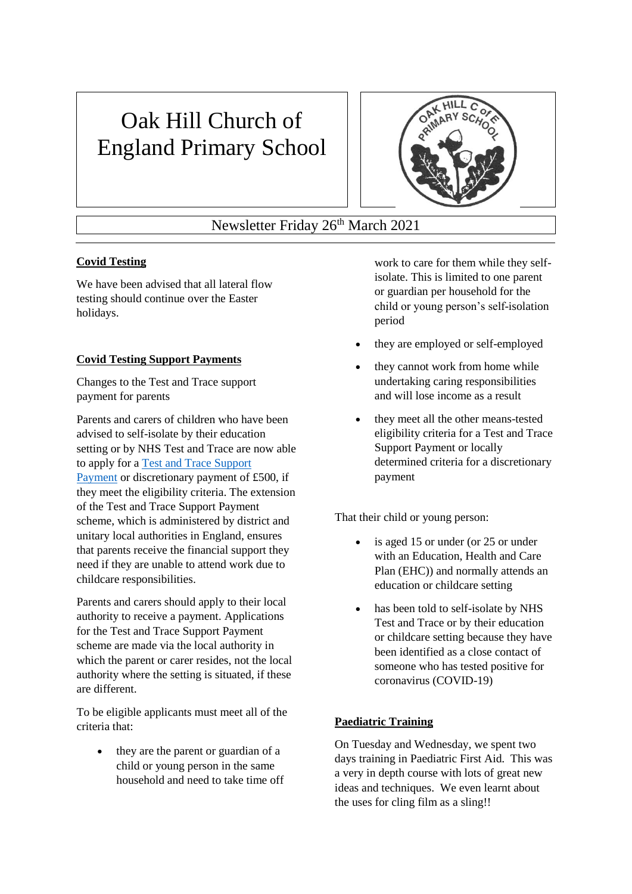# Oak Hill Church of England Primary School

Newsletter Friday 26th March 2021

## Covid Testing

We have been advised that all lateral flow testing should continue over the Easter holidays.

## Covid Testing Support Payments

Changes to the Test and Trace support payment for parents

Parents and carers of children who have been advised to self-isolate by their education setting or by NHS Test and Trace are now able to apply for a Test and Trace Support Payment or discretionary payment of £500, if they meet the eligibility criteria. The extension of the Test and Trace Support Payment scheme, which is administered by district and unitary local authorities in England, ensures that parents receive the financial support they need if they are unable to attend work due to childcare responsibilities.

Parents and carers should apply to their local authority to receive a payment. Applications for the Test and Trace Support Payment scheme are made via the local authority in which the parent or carer resides, not the local authority where the setting is situated, if these are different.

To be eligible applicants must meet all of the criteria that:

- they are the parent or guardian of a child or young person in the same household and need to take time off work to care for them while they self-isolate. This is limited to one parent or guardian per household for the child or young person's self-isolation period
- they are employed or self-employed
- they cannot work from home while undertaking caring responsibilities and will lose income as a result
- they meet all the other means-tested eligibility criteria for a Test and Trace Support Payment or locally determined criteria for a discretionary payment

That their child or young person:

- is aged 15 or under (or 25 or under with an Education, Health and Care Plan (EHC)) and normally attends an education or childcare setting
- has been told to self-isolate by NHS Test and Trace or by their education or childcare setting because they have been identified as a close contact of someone who has tested positive for coronavirus (COVID-19)

## Paediatric Training

On Tuesday and Wednesday, we spent two days training in Paediatric First Aid. This was a very in depth course with lots of great new ideas and techniques. We even learnt about the uses for cling film as a sling!!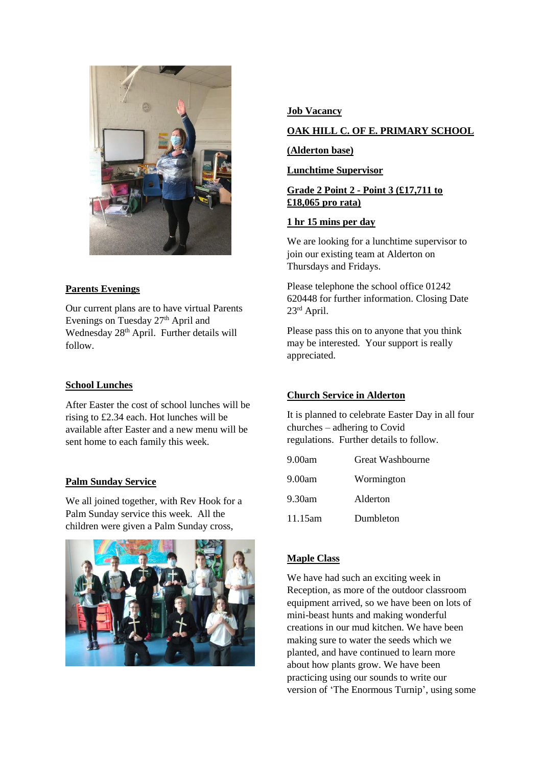**Parents Evenings**

Our current plans are to have virtual Parents Evenings on Tuesday 27th April and Wednesday 28th April. Further details will follow.

**School Lunches**

After Easter the cost of school lunches will be rising to £2.34 each. Hot lunches will be available after Easter and a new menu will be sent home to each family this week.

**Palm Sunday Service**

We all joined together, with Rev Hook for a Palm Sunday service this week. All the children were given a Palm Sunday cross,

**Job Vacancy**

**OAK HILL C. OF E. PRIMARY SCHOOL**

**(Alderton base)**

**Lunchtime Supervisor**

**Grade 2 Point 2 - Point 3 (£17,711 to £18,065 pro rata)**

**1 hr 15 mins per day**

We are looking for a lunchtime supervisor to join our existing team at Alderton on Thursdays and Fridays.

Please telephone the school office 01242 620448 for further information. Closing Date 23rd April.

Please pass this on to anyone that you think may be interested. Your support is really appreciated.

**Church Service in Alderton**

It is planned to celebrate Easter Day in all four churches – adhering to Covid regulations. Further details to follow.

| | |
|---|---|
| 9.00am | Great Washbourne |
| 9.00am | Wormington |
| 9.30am | Alderton |
| 11.15am | Dumbleton |

**Maple Class**

We have had such an exciting week in Reception, as more of the outdoor classroom equipment arrived, so we have been on lots of mini-beast hunts and making wonderful creations in our mud kitchen. We have been making sure to water the seeds which we planted, and have continued to learn more about how plants grow. We have been practicing using our sounds to write our version of 'The Enormous Turnip', using some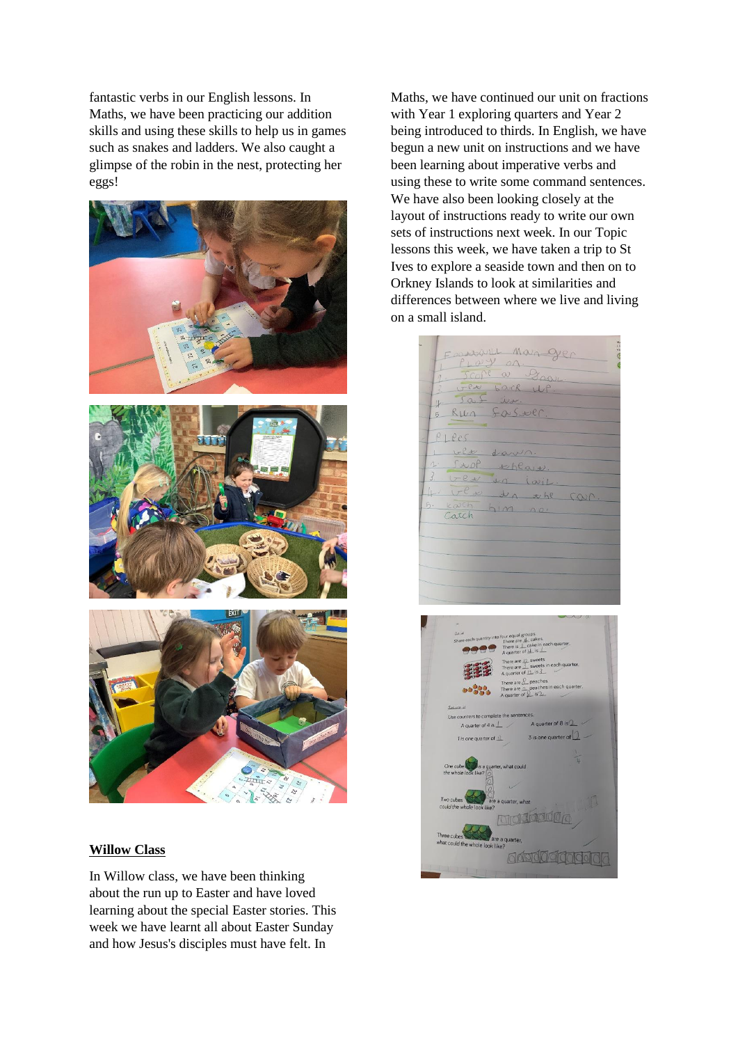fantastic verbs in our English lessons. In Maths, we have been practicing our addition skills and using these skills to help us in games such as snakes and ladders. We also caught a glimpse of the robin in the nest, protecting her eggs!

**Willow Class**

In Willow class, we have been thinking about the run up to Easter and have loved learning about the special Easter stories. This week we have learnt all about Easter Sunday and how Jesus's disciples must have felt. In Maths, we have continued our unit on fractions with Year 1 exploring quarters and Year 2 being introduced to thirds. In English, we have begun a new unit on instructions and we have been learning about imperative verbs and using these to write some command sentences. We have also been looking closely at the layout of instructions ready to write our own sets of instructions next week. In our Topic lessons this week, we have taken a trip to St Ives to explore a seaside town and then on to Orkney Islands to look at similarities and differences between where we live and living on a small island.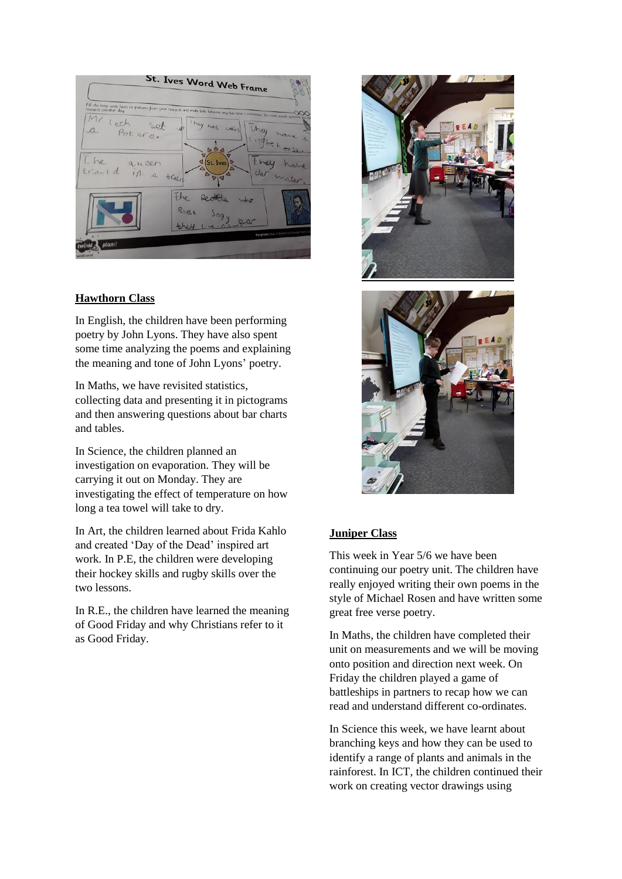## Hawthorn Class

In English, the children have been performing poetry by John Lyons. They have also spent some time analyzing the poems and explaining the meaning and tone of John Lyons' poetry.

In Maths, we have revisited statistics, collecting data and presenting it in pictograms and then answering questions about bar charts and tables.

In Science, the children planned an investigation on evaporation. They will be carrying it out on Monday. They are investigating the effect of temperature on how long a tea towel will take to dry.

In Art, the children learned about Frida Kahlo and created 'Day of the Dead' inspired art work. In P.E, the children were developing their hockey skills and rugby skills over the two lessons.

In R.E., the children have learned the meaning of Good Friday and why Christians refer to it as Good Friday.

## Juniper Class

This week in Year 5/6 we have been continuing our poetry unit. The children have really enjoyed writing their own poems in the style of Michael Rosen and have written some great free verse poetry.

In Maths, the children have completed their unit on measurements and we will be moving onto position and direction next week. On Friday the children played a game of battleships in partners to recap how we can read and understand different co-ordinates.

In Science this week, we have learnt about branching keys and how they can be used to identify a range of plants and animals in the rainforest. In ICT, the children continued their work on creating vector drawings using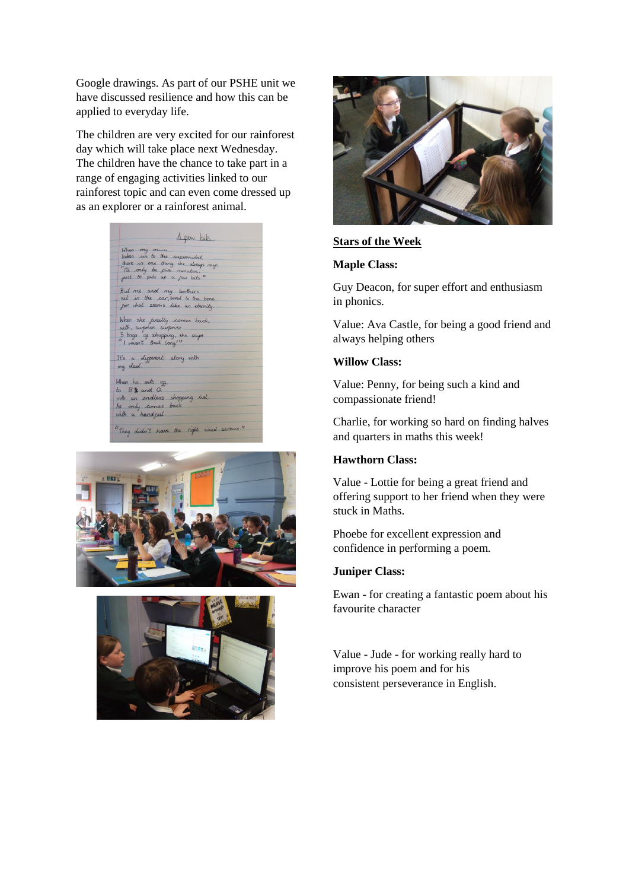Google drawings. As part of our PSHE unit we have discussed resilience and how this can be applied to everyday life.

The children are very excited for our rainforest day which will take place next Wednesday. The children have the chance to take part in a range of engaging activities linked to our rainforest topic and can even come dressed up as an explorer or a rainforest animal.

**Stars of the Week**

**Maple Class:**

Guy Deacon, for super effort and enthusiasm in phonics.

Value: Ava Castle, for being a good friend and always helping others

**Willow Class:**

Value: Penny, for being such a kind and compassionate friend!

Charlie, for working so hard on finding halves and quarters in maths this week!

**Hawthorn Class:**

Value - Lottie for being a great friend and offering support to her friend when they were stuck in Maths.

Phoebe for excellent expression and confidence in performing a poem.

**Juniper Class:**

Ewan - for creating a fantastic poem about his favourite character

Value - Jude - for working really hard to improve his poem and for his consistent perseverance in English.